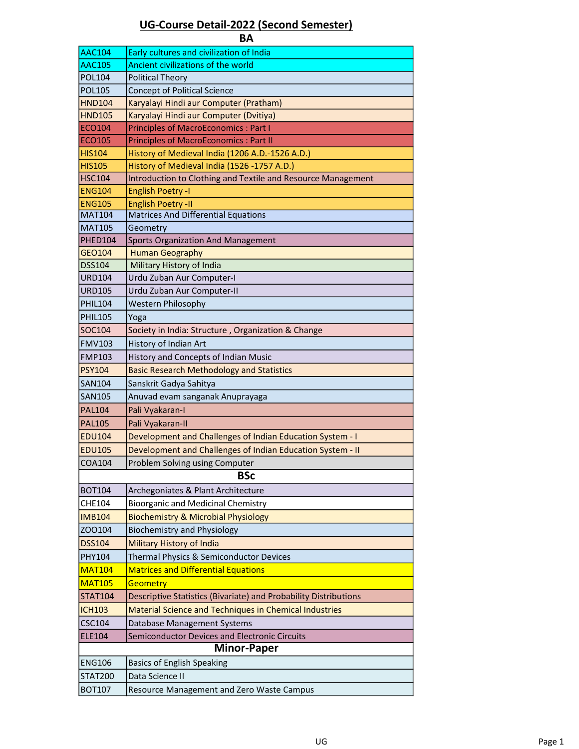# UG-Course Detail-2022 (Second Semester)

## BA

| Code | Course |
|---|---|
| AAC104 | Early cultures and civilization of India |
| AAC105 | Ancient civilizations of the world |
| POL104 | Political Theory |
| POL105 | Concept of Political Science |
| HND104 | Karyalayi Hindi aur Computer (Pratham) |
| HND105 | Karyalayi Hindi aur Computer (Dvitiya) |
| ECO104 | Principles of MacroEconomics : Part I |
| ECO105 | Principles of MacroEconomics : Part II |
| HIS104 | History of Medieval India (1206 A.D.-1526 A.D.) |
| HIS105 | History of Medieval India (1526 -1757 A.D.) |
| HSC104 | Introduction to Clothing and Textile and Resource Management |
| ENG104 | English Poetry -I |
| ENG105 | English Poetry -II |
| MAT104 | Matrices And Differential Equations |
| MAT105 | Geometry |
| PHED104 | Sports Organization And Management |
| GEO104 | Human Geography |
| DSS104 | Military History of India |
| URD104 | Urdu Zuban Aur Computer-I |
| URD105 | Urdu Zuban Aur Computer-II |
| PHIL104 | Western Philosophy |
| PHIL105 | Yoga |
| SOC104 | Society in India: Structure , Organization & Change |
| FMV103 | History of Indian Art |
| FMP103 | History and Concepts of Indian Music |
| PSY104 | Basic Research Methodology and Statistics |
| SAN104 | Sanskrit Gadya Sahitya |
| SAN105 | Anuvad evam sanganak Anuprayaga |
| PAL104 | Pali Vyakaran-I |
| PAL105 | Pali Vyakaran-II |
| EDU104 | Development and Challenges of Indian Education System - I |
| EDU105 | Development and Challenges of Indian Education System - II |
| COA104 | Problem Solving using Computer |

## BSc

| Code | Course |
|---|---|
| BOT104 | Archegoniates & Plant Architecture |
| CHE104 | Bioorganic and Medicinal Chemistry |
| IMB104 | Biochemistry & Microbial Physiology |
| ZOO104 | Biochemistry and Physiology |
| DSS104 | Military History of India |
| PHY104 | Thermal Physics & Semiconductor Devices |
| MAT104 | Matrices and Differential Equations |
| MAT105 | Geometry |
| STAT104 | Descriptive Statistics (Bivariate) and Probability Distributions |
| ICH103 | Material Science and Techniques in Chemical Industries |
| CSC104 | Database Management Systems |
| ELE104 | Semiconductor Devices and Electronic Circuits |

## Minor-Paper

| Code | Course |
|---|---|
| ENG106 | Basics of English Speaking |
| STAT200 | Data Science II |
| BOT107 | Resource Management and Zero Waste Campus |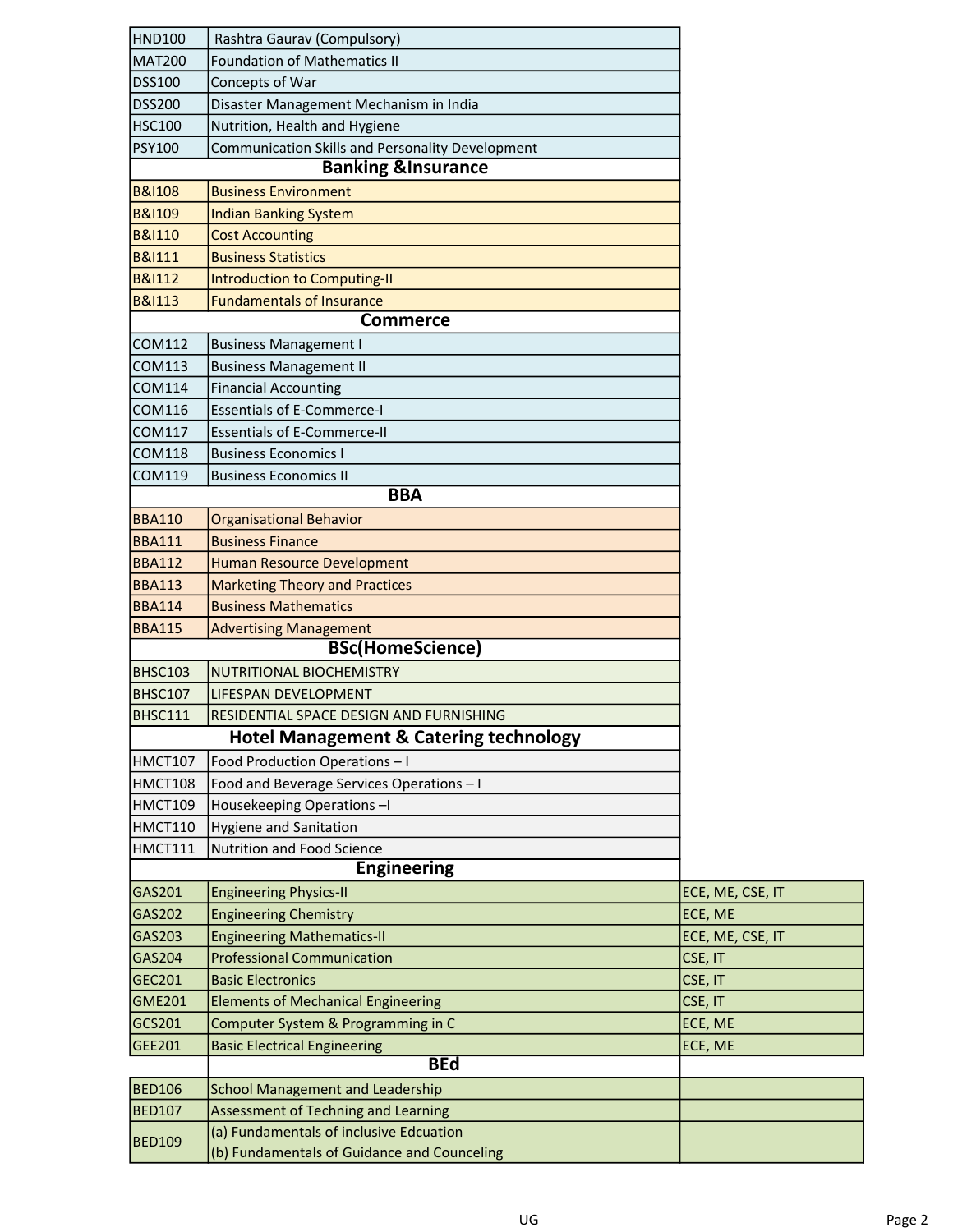| | | |
|---|---|---|
| HND100 | Rashtra Gaurav (Compulsory) | |
| MAT200 | Foundation of Mathematics II | |
| DSS100 | Concepts of War | |
| DSS200 | Disaster Management Mechanism in India | |
| HSC100 | Nutrition, Health and Hygiene | |
| PSY100 | Communication Skills and Personality Development | |
| | **Banking &Insurance** | |
| B&I108 | Business Environment | |
| B&I109 | Indian Banking System | |
| B&I110 | Cost Accounting | |
| B&I111 | Business Statistics | |
| B&I112 | Introduction to Computing-II | |
| B&I113 | Fundamentals of Insurance | |
| | **Commerce** | |
| COM112 | Business Management I | |
| COM113 | Business Management II | |
| COM114 | Financial Accounting | |
| COM116 | Essentials of E-Commerce-I | |
| COM117 | Essentials of E-Commerce-II | |
| COM118 | Business Economics I | |
| COM119 | Business Economics II | |
| | **BBA** | |
| BBA110 | Organisational Behavior | |
| BBA111 | Business Finance | |
| BBA112 | Human Resource Development | |
| BBA113 | Marketing Theory and Practices | |
| BBA114 | Business Mathematics | |
| BBA115 | Advertising Management | |
| | **BSc(HomeScience)** | |
| BHSC103 | NUTRITIONAL BIOCHEMISTRY | |
| BHSC107 | LIFESPAN DEVELOPMENT | |
| BHSC111 | RESIDENTIAL SPACE DESIGN AND FURNISHING | |
| | **Hotel Management & Catering technology** | |
| HMCT107 | Food Production Operations – I | |
| HMCT108 | Food and Beverage Services Operations – I | |
| HMCT109 | Housekeeping Operations –I | |
| HMCT110 | Hygiene and Sanitation | |
| HMCT111 | Nutrition and Food Science | |
| | **Engineering** | |
| GAS201 | Engineering Physics-II | ECE, ME, CSE, IT |
| GAS202 | Engineering Chemistry | ECE, ME |
| GAS203 | Engineering Mathematics-II | ECE, ME, CSE, IT |
| GAS204 | Professional Communication | CSE, IT |
| GEC201 | Basic Electronics | CSE, IT |
| GME201 | Elements of Mechanical Engineering | CSE, IT |
| GCS201 | Computer System & Programming in C | ECE, ME |
| GEE201 | Basic Electrical Engineering | ECE, ME |
| | **BEd** | |
| BED106 | School Management and Leadership | |
| BED107 | Assessment of Techning and Learning | |
| BED109 | (a) Fundamentals of inclusive Edcuation<br>(b) Fundamentals of Guidance and Counceling | |

UG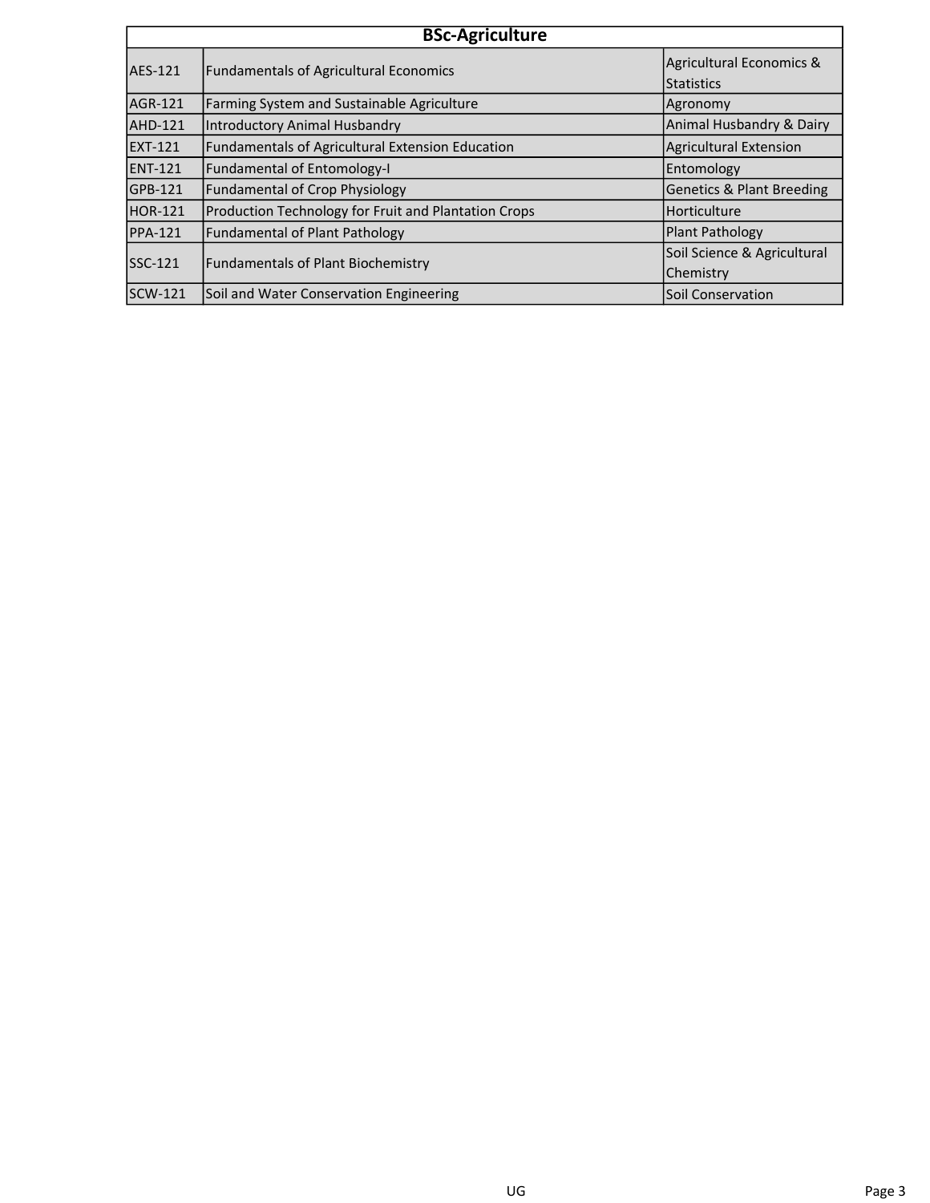| BSc-Agriculture | | |
|---|---|---|
| AES-121 | Fundamentals of Agricultural Economics | Agricultural Economics & Statistics |
| AGR-121 | Farming System and Sustainable Agriculture | Agronomy |
| AHD-121 | Introductory Animal Husbandry | Animal Husbandry & Dairy |
| EXT-121 | Fundamentals of Agricultural Extension Education | Agricultural Extension |
| ENT-121 | Fundamental of Entomology-I | Entomology |
| GPB-121 | Fundamental of Crop Physiology | Genetics & Plant Breeding |
| HOR-121 | Production Technology for Fruit and Plantation Crops | Horticulture |
| PPA-121 | Fundamental of Plant Pathology | Plant Pathology |
| SSC-121 | Fundamentals of Plant Biochemistry | Soil Science & Agricultural Chemistry |
| SCW-121 | Soil and Water Conservation Engineering | Soil Conservation |